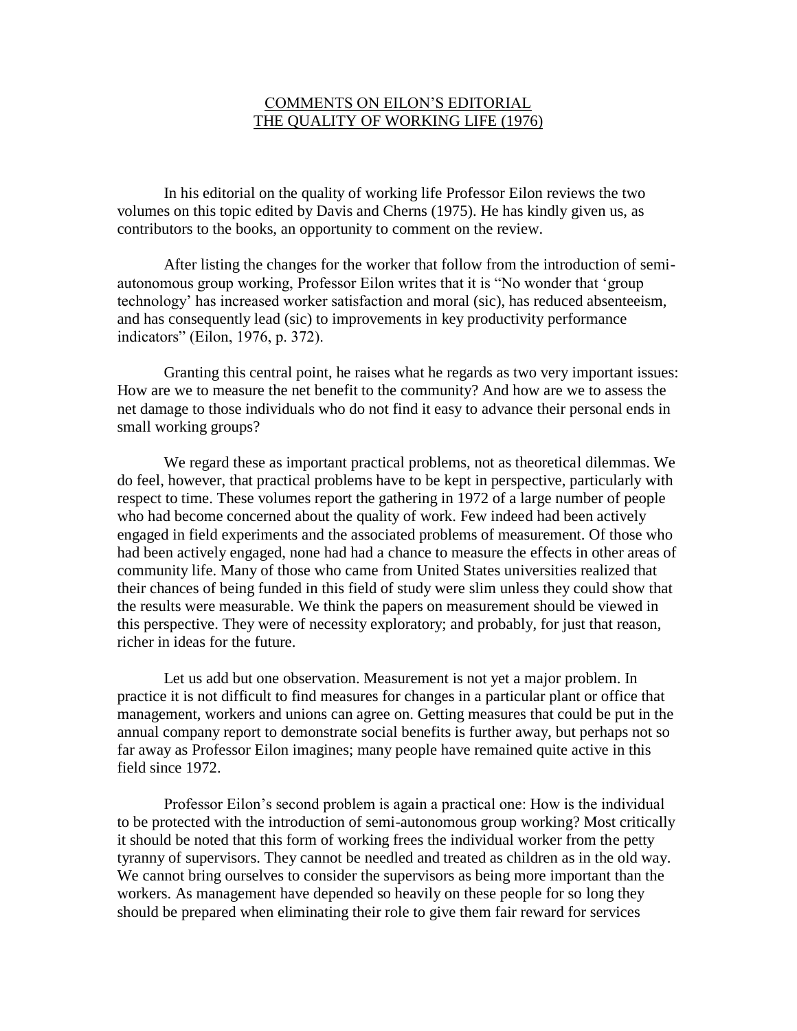# COMMENTS ON EILON'S EDITORIAL THE QUALITY OF WORKING LIFE (1976)

In his editorial on the quality of working life Professor Eilon reviews the two volumes on this topic edited by Davis and Cherns (1975). He has kindly given us, as contributors to the books, an opportunity to comment on the review.

After listing the changes for the worker that follow from the introduction of semi-autonomous group working, Professor Eilon writes that it is "No wonder that 'group technology' has increased worker satisfaction and moral (sic), has reduced absenteeism, and has consequently lead (sic) to improvements in key productivity performance indicators" (Eilon, 1976, p. 372).

Granting this central point, he raises what he regards as two very important issues: How are we to measure the net benefit to the community? And how are we to assess the net damage to those individuals who do not find it easy to advance their personal ends in small working groups?

We regard these as important practical problems, not as theoretical dilemmas. We do feel, however, that practical problems have to be kept in perspective, particularly with respect to time. These volumes report the gathering in 1972 of a large number of people who had become concerned about the quality of work. Few indeed had been actively engaged in field experiments and the associated problems of measurement. Of those who had been actively engaged, none had had a chance to measure the effects in other areas of community life. Many of those who came from United States universities realized that their chances of being funded in this field of study were slim unless they could show that the results were measurable. We think the papers on measurement should be viewed in this perspective. They were of necessity exploratory; and probably, for just that reason, richer in ideas for the future.

Let us add but one observation. Measurement is not yet a major problem. In practice it is not difficult to find measures for changes in a particular plant or office that management, workers and unions can agree on. Getting measures that could be put in the annual company report to demonstrate social benefits is further away, but perhaps not so far away as Professor Eilon imagines; many people have remained quite active in this field since 1972.

Professor Eilon's second problem is again a practical one: How is the individual to be protected with the introduction of semi-autonomous group working? Most critically it should be noted that this form of working frees the individual worker from the petty tyranny of supervisors. They cannot be needled and treated as children as in the old way. We cannot bring ourselves to consider the supervisors as being more important than the workers. As management have depended so heavily on these people for so long they should be prepared when eliminating their role to give them fair reward for services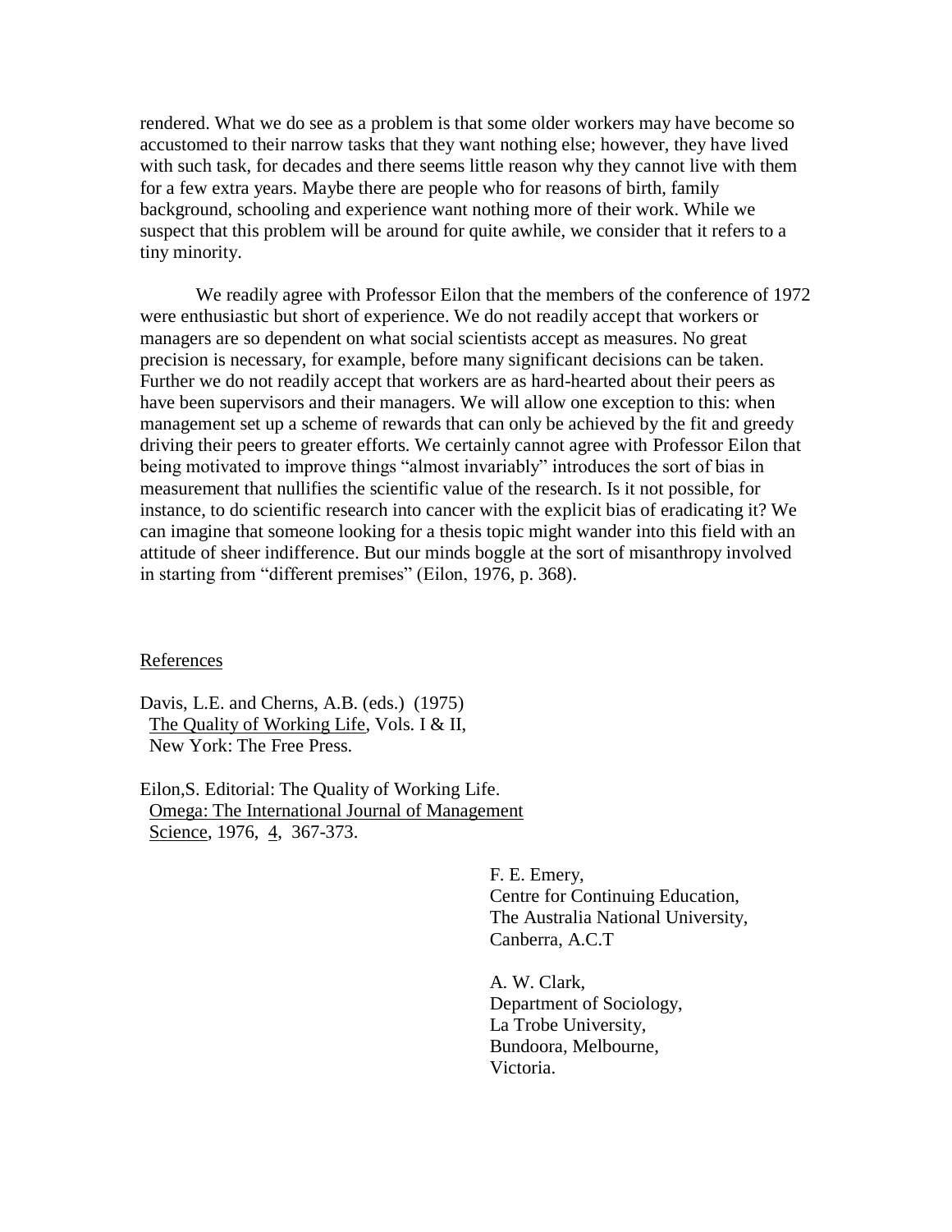rendered. What we do see as a problem is that some older workers may have become so accustomed to their narrow tasks that they want nothing else; however, they have lived with such task, for decades and there seems little reason why they cannot live with them for a few extra years. Maybe there are people who for reasons of birth, family background, schooling and experience want nothing more of their work. While we suspect that this problem will be around for quite awhile, we consider that it refers to a tiny minority.

We readily agree with Professor Eilon that the members of the conference of 1972 were enthusiastic but short of experience. We do not readily accept that workers or managers are so dependent on what social scientists accept as measures. No great precision is necessary, for example, before many significant decisions can be taken. Further we do not readily accept that workers are as hard-hearted about their peers as have been supervisors and their managers. We will allow one exception to this: when management set up a scheme of rewards that can only be achieved by the fit and greedy driving their peers to greater efforts. We certainly cannot agree with Professor Eilon that being motivated to improve things "almost invariably" introduces the sort of bias in measurement that nullifies the scientific value of the research. Is it not possible, for instance, to do scientific research into cancer with the explicit bias of eradicating it? We can imagine that someone looking for a thesis topic might wander into this field with an attitude of sheer indifference. But our minds boggle at the sort of misanthropy involved in starting from "different premises" (Eilon, 1976, p. 368).

## References

Davis, L.E. and Cherns, A.B. (eds.) (1975)
The Quality of Working Life, Vols. I & II,
New York: The Free Press.

Eilon,S. Editorial: The Quality of Working Life.
Omega: The International Journal of Management
Science, 1976, 4, 367-373.

F. E. Emery,
Centre for Continuing Education,
The Australia National University,
Canberra, A.C.T

A. W. Clark,
Department of Sociology,
La Trobe University,
Bundoora, Melbourne,
Victoria.